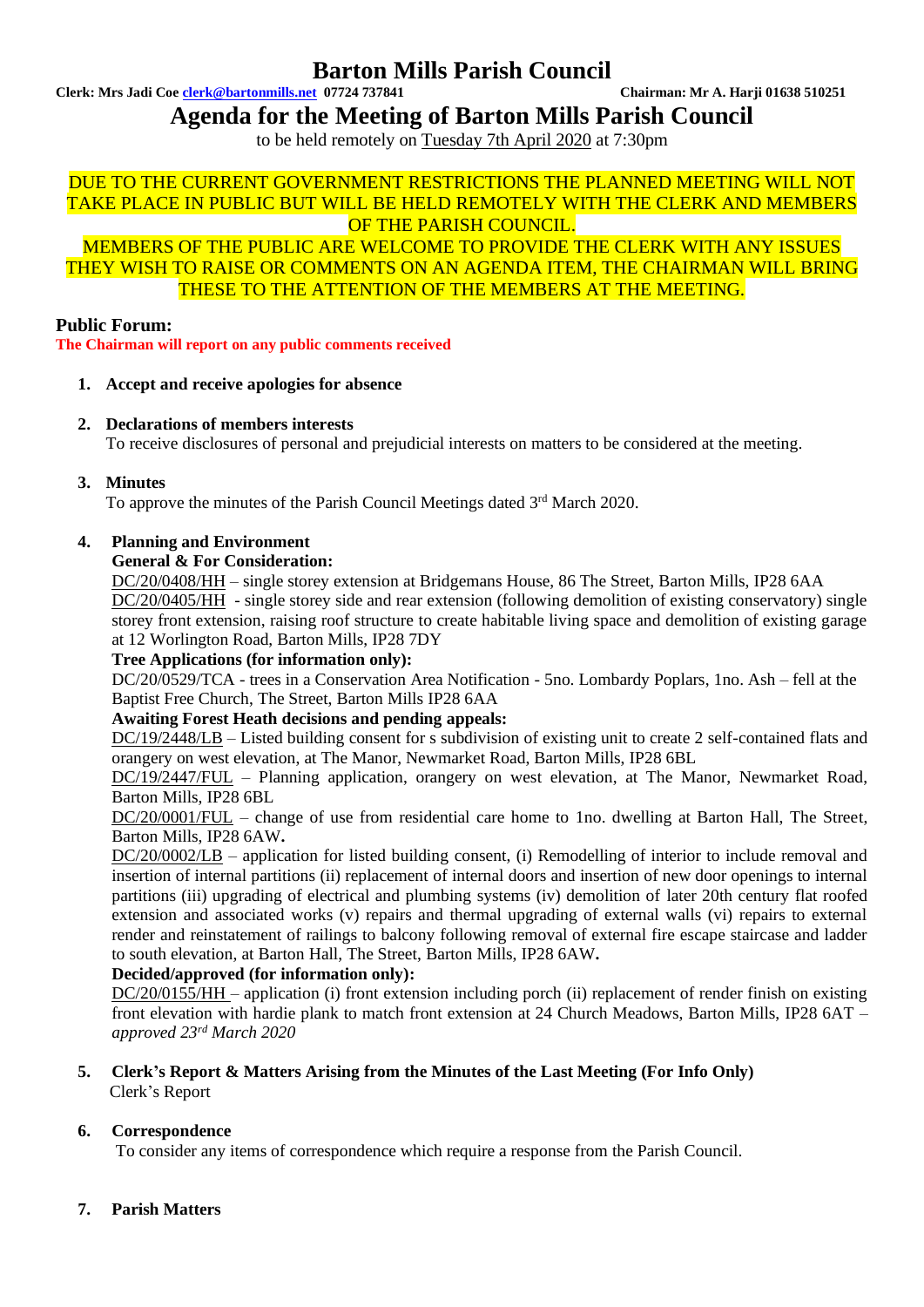# Barton Mills Parish Council

**Clerk: Mrs Jadi Coe clerk@bartonmills.net 07724 737841** **Chairman: Mr A. Harji 01638 510251**

## Agenda for the Meeting of Barton Mills Parish Council

to be held remotely on Tuesday 7th April 2020 at 7:30pm

DUE TO THE CURRENT GOVERNMENT RESTRICTIONS THE PLANNED MEETING WILL NOT TAKE PLACE IN PUBLIC BUT WILL BE HELD REMOTELY WITH THE CLERK AND MEMBERS OF THE PARISH COUNCIL.

MEMBERS OF THE PUBLIC ARE WELCOME TO PROVIDE THE CLERK WITH ANY ISSUES THEY WISH TO RAISE OR COMMENTS ON AN AGENDA ITEM, THE CHAIRMAN WILL BRING THESE TO THE ATTENTION OF THE MEMBERS AT THE MEETING.

### Public Forum:

**The Chairman will report on any public comments received**

1. **Accept and receive apologies for absence**

2. **Declarations of members interests**
   To receive disclosures of personal and prejudicial interests on matters to be considered at the meeting.

3. **Minutes**
   To approve the minutes of the Parish Council Meetings dated 3rd March 2020.

4. **Planning and Environment**
   **General & For Consideration:**
   DC/20/0408/HH – single storey extension at Bridgemans House, 86 The Street, Barton Mills, IP28 6AA
   DC/20/0405/HH - single storey side and rear extension (following demolition of existing conservatory) single storey front extension, raising roof structure to create habitable living space and demolition of existing garage at 12 Worlington Road, Barton Mills, IP28 7DY
   **Tree Applications (for information only):**
   DC/20/0529/TCA - trees in a Conservation Area Notification - 5no. Lombardy Poplars, 1no. Ash – fell at the Baptist Free Church, The Street, Barton Mills IP28 6AA
   **Awaiting Forest Heath decisions and pending appeals:**
   DC/19/2448/LB – Listed building consent for s subdivision of existing unit to create 2 self-contained flats and orangery on west elevation, at The Manor, Newmarket Road, Barton Mills, IP28 6BL
   DC/19/2447/FUL – Planning application, orangery on west elevation, at The Manor, Newmarket Road, Barton Mills, IP28 6BL
   DC/20/0001/FUL – change of use from residential care home to 1no. dwelling at Barton Hall, The Street, Barton Mills, IP28 6AW.
   DC/20/0002/LB – application for listed building consent, (i) Remodelling of interior to include removal and insertion of internal partitions (ii) replacement of internal doors and insertion of new door openings to internal partitions (iii) upgrading of electrical and plumbing systems (iv) demolition of later 20th century flat roofed extension and associated works (v) repairs and thermal upgrading of external walls (vi) repairs to external render and reinstatement of railings to balcony following removal of external fire escape staircase and ladder to south elevation, at Barton Hall, The Street, Barton Mills, IP28 6AW**.**
   **Decided/approved (for information only):**
   DC/20/0155/HH – application (i) front extension including porch (ii) replacement of render finish on existing front elevation with hardie plank to match front extension at 24 Church Meadows, Barton Mills, IP28 6AT – *approved 23rd March 2020*

5. **Clerk's Report & Matters Arising from the Minutes of the Last Meeting (For Info Only)**
   Clerk's Report

6. **Correspondence**
   To consider any items of correspondence which require a response from the Parish Council.

7. **Parish Matters**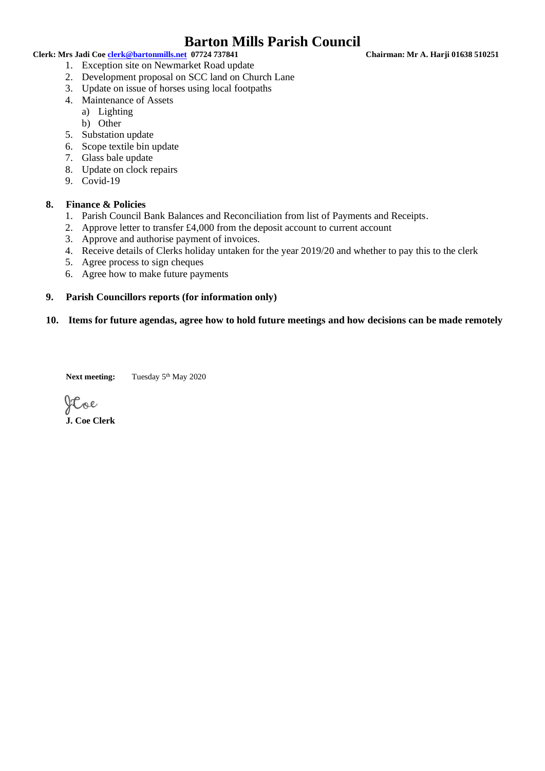# Barton Mills Parish Council

**Clerk: Mrs Jadi Coe clerk@bartonmills.net 07724 737841** **Chairman: Mr A. Harji 01638 510251**

1. Exception site on Newmarket Road update
2. Development proposal on SCC land on Church Lane
3. Update on issue of horses using local footpaths
4. Maintenance of Assets
   a) Lighting
   b) Other
5. Substation update
6. Scope textile bin update
7. Glass bale update
8. Update on clock repairs
9. Covid-19

**8. Finance & Policies**

1. Parish Council Bank Balances and Reconciliation from list of Payments and Receipts.
2. Approve letter to transfer £4,000 from the deposit account to current account
3. Approve and authorise payment of invoices.
4. Receive details of Clerks holiday untaken for the year 2019/20 and whether to pay this to the clerk
5. Agree process to sign cheques
6. Agree how to make future payments

**9. Parish Councillors reports (for information only)**

**10. Items for future agendas, agree how to hold future meetings and how decisions can be made remotely**

**Next meeting:** Tuesday 5th May 2020

JCoe

**J. Coe Clerk**